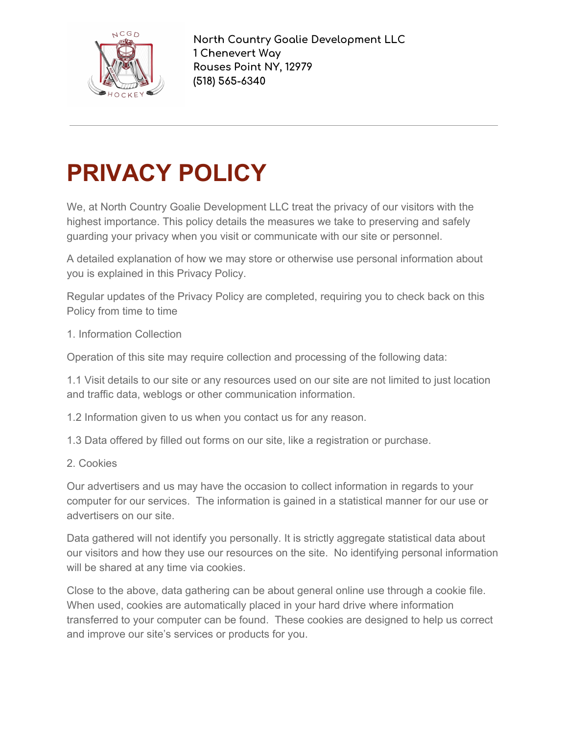North Country Goalie Development LLC
1 Chenevert Way
Rouses Point NY, 12979
(518) 565-6340

---

# PRIVACY POLICY

We, at North Country Goalie Development LLC treat the privacy of our visitors with the highest importance. This policy details the measures we take to preserving and safely guarding your privacy when you visit or communicate with our site or personnel.

A detailed explanation of how we may store or otherwise use personal information about you is explained in this Privacy Policy.

Regular updates of the Privacy Policy are completed, requiring you to check back on this Policy from time to time

1. Information Collection

Operation of this site may require collection and processing of the following data:

1.1 Visit details to our site or any resources used on our site are not limited to just location and traffic data, weblogs or other communication information.

1.2 Information given to us when you contact us for any reason.

1.3 Data offered by filled out forms on our site, like a registration or purchase.

2. Cookies

Our advertisers and us may have the occasion to collect information in regards to your computer for our services. The information is gained in a statistical manner for our use or advertisers on our site.

Data gathered will not identify you personally. It is strictly aggregate statistical data about our visitors and how they use our resources on the site. No identifying personal information will be shared at any time via cookies.

Close to the above, data gathering can be about general online use through a cookie file. When used, cookies are automatically placed in your hard drive where information transferred to your computer can be found. These cookies are designed to help us correct and improve our site's services or products for you.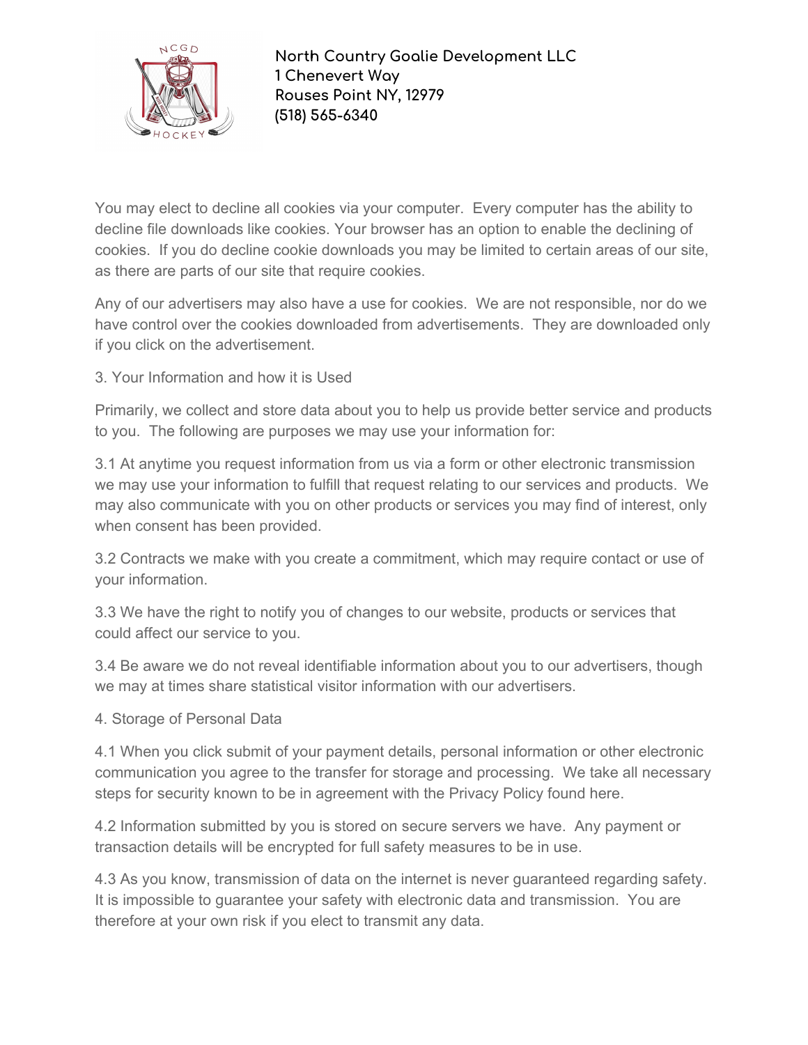You may elect to decline all cookies via your computer. Every computer has the ability to decline file downloads like cookies. Your browser has an option to enable the declining of cookies. If you do decline cookie downloads you may be limited to certain areas of our site, as there are parts of our site that require cookies.

Any of our advertisers may also have a use for cookies. We are not responsible, nor do we have control over the cookies downloaded from advertisements. They are downloaded only if you click on the advertisement.

## 3. Your Information and how it is Used

Primarily, we collect and store data about you to help us provide better service and products to you. The following are purposes we may use your information for:

3.1 At anytime you request information from us via a form or other electronic transmission we may use your information to fulfill that request relating to our services and products. We may also communicate with you on other products or services you may find of interest, only when consent has been provided.

3.2 Contracts we make with you create a commitment, which may require contact or use of your information.

3.3 We have the right to notify you of changes to our website, products or services that could affect our service to you.

3.4 Be aware we do not reveal identifiable information about you to our advertisers, though we may at times share statistical visitor information with our advertisers.

## 4. Storage of Personal Data

4.1 When you click submit of your payment details, personal information or other electronic communication you agree to the transfer for storage and processing. We take all necessary steps for security known to be in agreement with the Privacy Policy found here.

4.2 Information submitted by you is stored on secure servers we have. Any payment or transaction details will be encrypted for full safety measures to be in use.

4.3 As you know, transmission of data on the internet is never guaranteed regarding safety. It is impossible to guarantee your safety with electronic data and transmission. You are therefore at your own risk if you elect to transmit any data.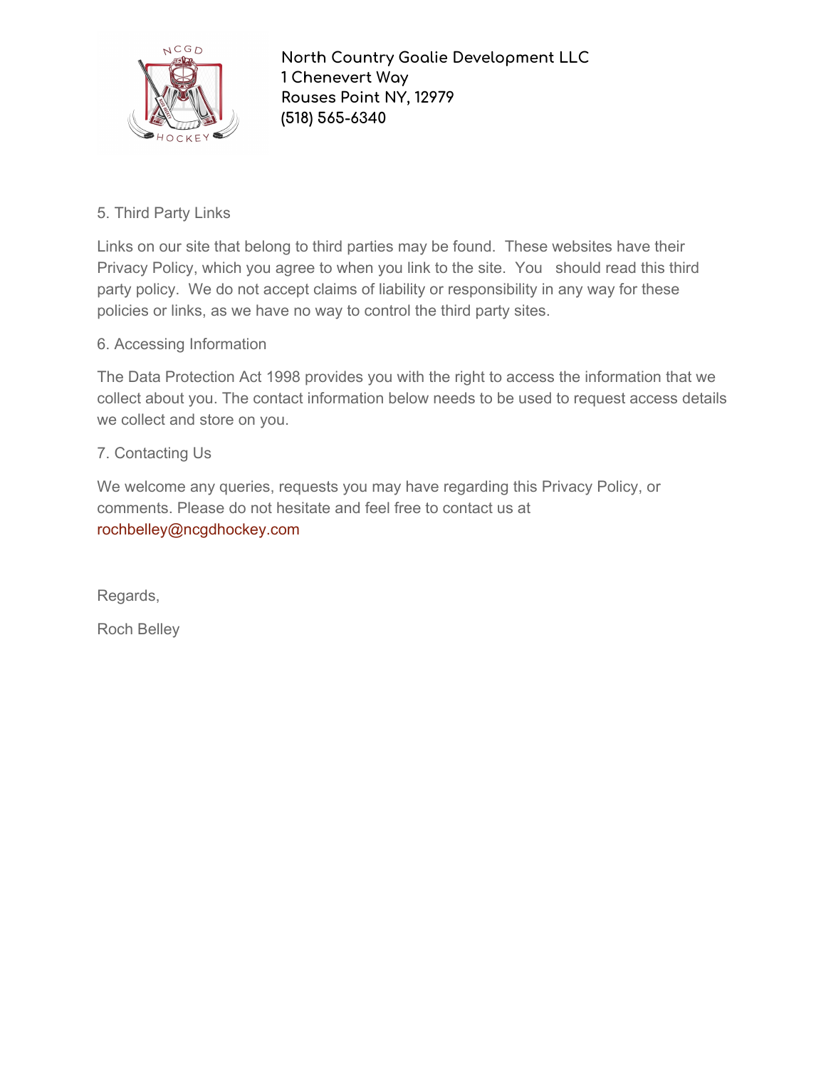North Country Goalie Development LLC
1 Chenevert Way
Rouses Point NY, 12979
(518) 565-6340

5. Third Party Links

Links on our site that belong to third parties may be found. These websites have their Privacy Policy, which you agree to when you link to the site. You should read this third party policy. We do not accept claims of liability or responsibility in any way for these policies or links, as we have no way to control the third party sites.

6. Accessing Information

The Data Protection Act 1998 provides you with the right to access the information that we collect about you. The contact information below needs to be used to request access details we collect and store on you.

7. Contacting Us

We welcome any queries, requests you may have regarding this Privacy Policy, or comments. Please do not hesitate and feel free to contact us at rochbelley@ncgdhockey.com

Regards,

Roch Belley